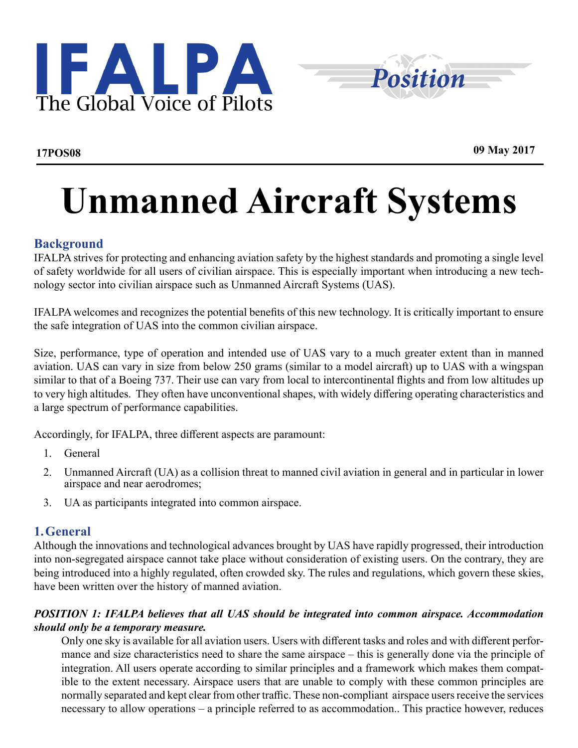IFALPA
The Global Voice of Pilots

Position

**17POS08** **09 May 2017**

# Unmanned Aircraft Systems

## Background

IFALPA strives for protecting and enhancing aviation safety by the highest standards and promoting a single level of safety worldwide for all users of civilian airspace. This is especially important when introducing a new technology sector into civilian airspace such as Unmanned Aircraft Systems (UAS).

IFALPA welcomes and recognizes the potential benefits of this new technology. It is critically important to ensure the safe integration of UAS into the common civilian airspace.

Size, performance, type of operation and intended use of UAS vary to a much greater extent than in manned aviation. UAS can vary in size from below 250 grams (similar to a model aircraft) up to UAS with a wingspan similar to that of a Boeing 737. Their use can vary from local to intercontinental flights and from low altitudes up to very high altitudes. They often have unconventional shapes, with widely differing operating characteristics and a large spectrum of performance capabilities.

Accordingly, for IFALPA, three different aspects are paramount:

1. General
2. Unmanned Aircraft (UA) as a collision threat to manned civil aviation in general and in particular in lower airspace and near aerodromes;
3. UA as participants integrated into common airspace.

## 1. General

Although the innovations and technological advances brought by UAS have rapidly progressed, their introduction into non-segregated airspace cannot take place without consideration of existing users. On the contrary, they are being introduced into a highly regulated, often crowded sky. The rules and regulations, which govern these skies, have been written over the history of manned aviation.

***POSITION 1: IFALPA believes that all UAS should be integrated into common airspace. Accommodation should only be a temporary measure.***

Only one sky is available for all aviation users. Users with different tasks and roles and with different performance and size characteristics need to share the same airspace – this is generally done via the principle of integration. All users operate according to similar principles and a framework which makes them compatible to the extent necessary. Airspace users that are unable to comply with these common principles are normally separated and kept clear from other traffic. These non-compliant airspace users receive the services necessary to allow operations – a principle referred to as accommodation.. This practice however, reduces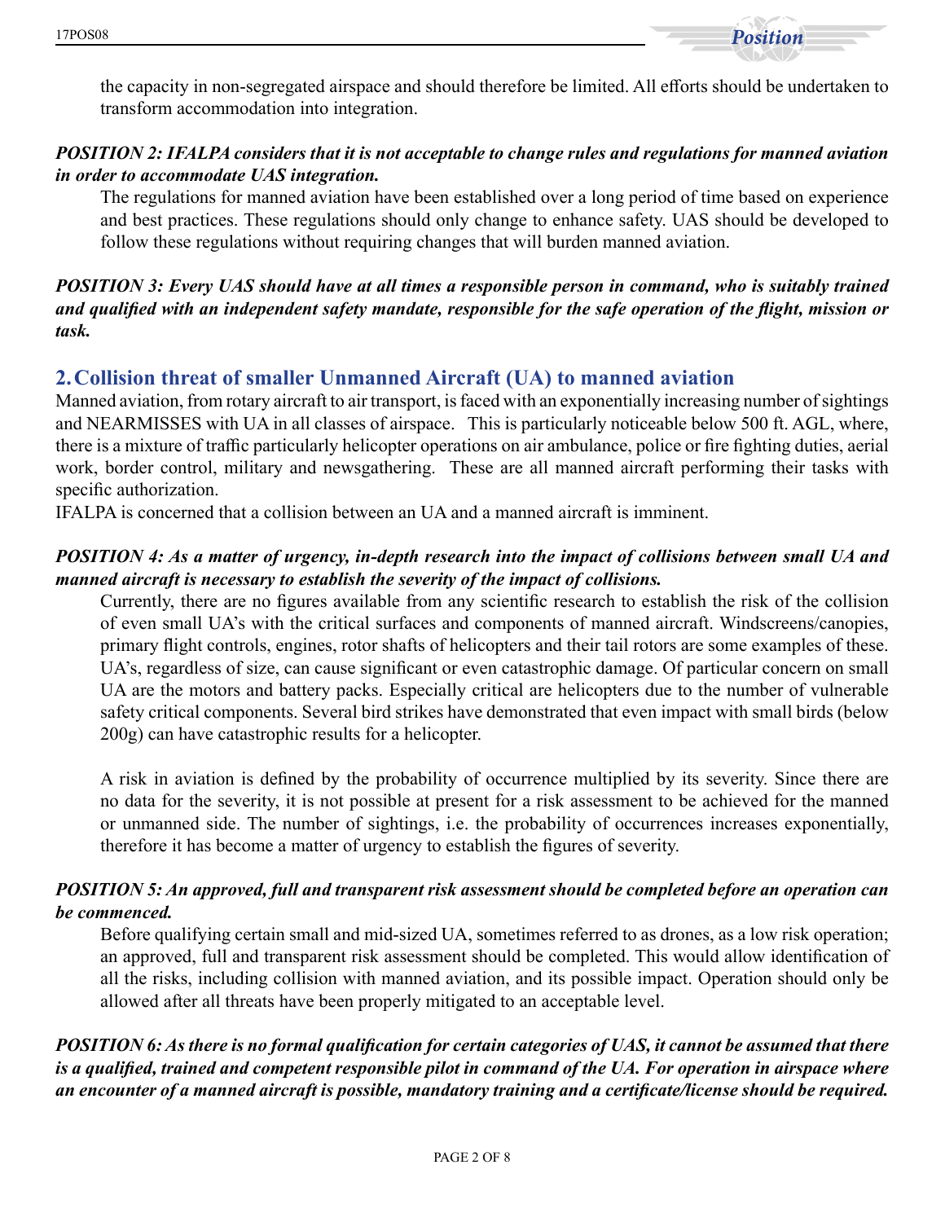the capacity in non-segregated airspace and should therefore be limited. All efforts should be undertaken to transform accommodation into integration.

***POSITION 2: IFALPA considers that it is not acceptable to change rules and regulations for manned aviation in order to accommodate UAS integration.***

The regulations for manned aviation have been established over a long period of time based on experience and best practices. These regulations should only change to enhance safety. UAS should be developed to follow these regulations without requiring changes that will burden manned aviation.

***POSITION 3: Every UAS should have at all times a responsible person in command, who is suitably trained and qualified with an independent safety mandate, responsible for the safe operation of the flight, mission or task.***

## 2. Collision threat of smaller Unmanned Aircraft (UA) to manned aviation

Manned aviation, from rotary aircraft to air transport, is faced with an exponentially increasing number of sightings and NEARMISSES with UA in all classes of airspace. This is particularly noticeable below 500 ft. AGL, where, there is a mixture of traffic particularly helicopter operations on air ambulance, police or fire fighting duties, aerial work, border control, military and newsgathering. These are all manned aircraft performing their tasks with specific authorization.

IFALPA is concerned that a collision between an UA and a manned aircraft is imminent.

***POSITION 4: As a matter of urgency, in-depth research into the impact of collisions between small UA and manned aircraft is necessary to establish the severity of the impact of collisions.***

Currently, there are no figures available from any scientific research to establish the risk of the collision of even small UA's with the critical surfaces and components of manned aircraft. Windscreens/canopies, primary flight controls, engines, rotor shafts of helicopters and their tail rotors are some examples of these. UA's, regardless of size, can cause significant or even catastrophic damage. Of particular concern on small UA are the motors and battery packs. Especially critical are helicopters due to the number of vulnerable safety critical components. Several bird strikes have demonstrated that even impact with small birds (below 200g) can have catastrophic results for a helicopter.

A risk in aviation is defined by the probability of occurrence multiplied by its severity. Since there are no data for the severity, it is not possible at present for a risk assessment to be achieved for the manned or unmanned side. The number of sightings, i.e. the probability of occurrences increases exponentially, therefore it has become a matter of urgency to establish the figures of severity.

***POSITION 5: An approved, full and transparent risk assessment should be completed before an operation can be commenced.***

Before qualifying certain small and mid-sized UA, sometimes referred to as drones, as a low risk operation; an approved, full and transparent risk assessment should be completed. This would allow identification of all the risks, including collision with manned aviation, and its possible impact. Operation should only be allowed after all threats have been properly mitigated to an acceptable level.

***POSITION 6: As there is no formal qualification for certain categories of UAS, it cannot be assumed that there is a qualified, trained and competent responsible pilot in command of the UA. For operation in airspace where an encounter of a manned aircraft is possible, mandatory training and a certificate/license should be required.***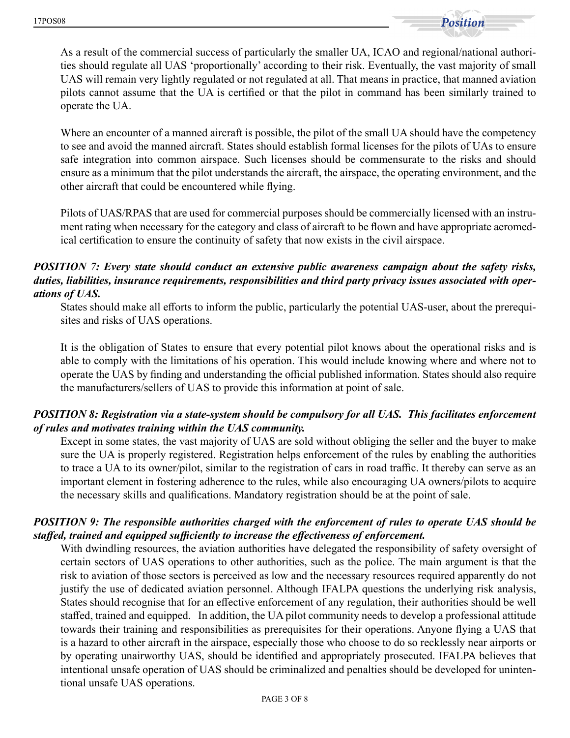As a result of the commercial success of particularly the smaller UA, ICAO and regional/national authorities should regulate all UAS 'proportionally' according to their risk. Eventually, the vast majority of small UAS will remain very lightly regulated or not regulated at all. That means in practice, that manned aviation pilots cannot assume that the UA is certified or that the pilot in command has been similarly trained to operate the UA.

Where an encounter of a manned aircraft is possible, the pilot of the small UA should have the competency to see and avoid the manned aircraft. States should establish formal licenses for the pilots of UAs to ensure safe integration into common airspace. Such licenses should be commensurate to the risks and should ensure as a minimum that the pilot understands the aircraft, the airspace, the operating environment, and the other aircraft that could be encountered while flying.

Pilots of UAS/RPAS that are used for commercial purposes should be commercially licensed with an instrument rating when necessary for the category and class of aircraft to be flown and have appropriate aeromedical certification to ensure the continuity of safety that now exists in the civil airspace.

***POSITION 7: Every state should conduct an extensive public awareness campaign about the safety risks, duties, liabilities, insurance requirements, responsibilities and third party privacy issues associated with operations of UAS.***

States should make all efforts to inform the public, particularly the potential UAS-user, about the prerequisites and risks of UAS operations.

It is the obligation of States to ensure that every potential pilot knows about the operational risks and is able to comply with the limitations of his operation. This would include knowing where and where not to operate the UAS by finding and understanding the official published information. States should also require the manufacturers/sellers of UAS to provide this information at point of sale.

***POSITION 8: Registration via a state-system should be compulsory for all UAS. This facilitates enforcement of rules and motivates training within the UAS community.***

Except in some states, the vast majority of UAS are sold without obliging the seller and the buyer to make sure the UA is properly registered. Registration helps enforcement of the rules by enabling the authorities to trace a UA to its owner/pilot, similar to the registration of cars in road traffic. It thereby can serve as an important element in fostering adherence to the rules, while also encouraging UA owners/pilots to acquire the necessary skills and qualifications. Mandatory registration should be at the point of sale.

***POSITION 9: The responsible authorities charged with the enforcement of rules to operate UAS should be staffed, trained and equipped sufficiently to increase the effectiveness of enforcement.***

With dwindling resources, the aviation authorities have delegated the responsibility of safety oversight of certain sectors of UAS operations to other authorities, such as the police. The main argument is that the risk to aviation of those sectors is perceived as low and the necessary resources required apparently do not justify the use of dedicated aviation personnel. Although IFALPA questions the underlying risk analysis, States should recognise that for an effective enforcement of any regulation, their authorities should be well staffed, trained and equipped. In addition, the UA pilot community needs to develop a professional attitude towards their training and responsibilities as prerequisites for their operations. Anyone flying a UAS that is a hazard to other aircraft in the airspace, especially those who choose to do so recklessly near airports or by operating unairworthy UAS, should be identified and appropriately prosecuted. IFALPA believes that intentional unsafe operation of UAS should be criminalized and penalties should be developed for unintentional unsafe UAS operations.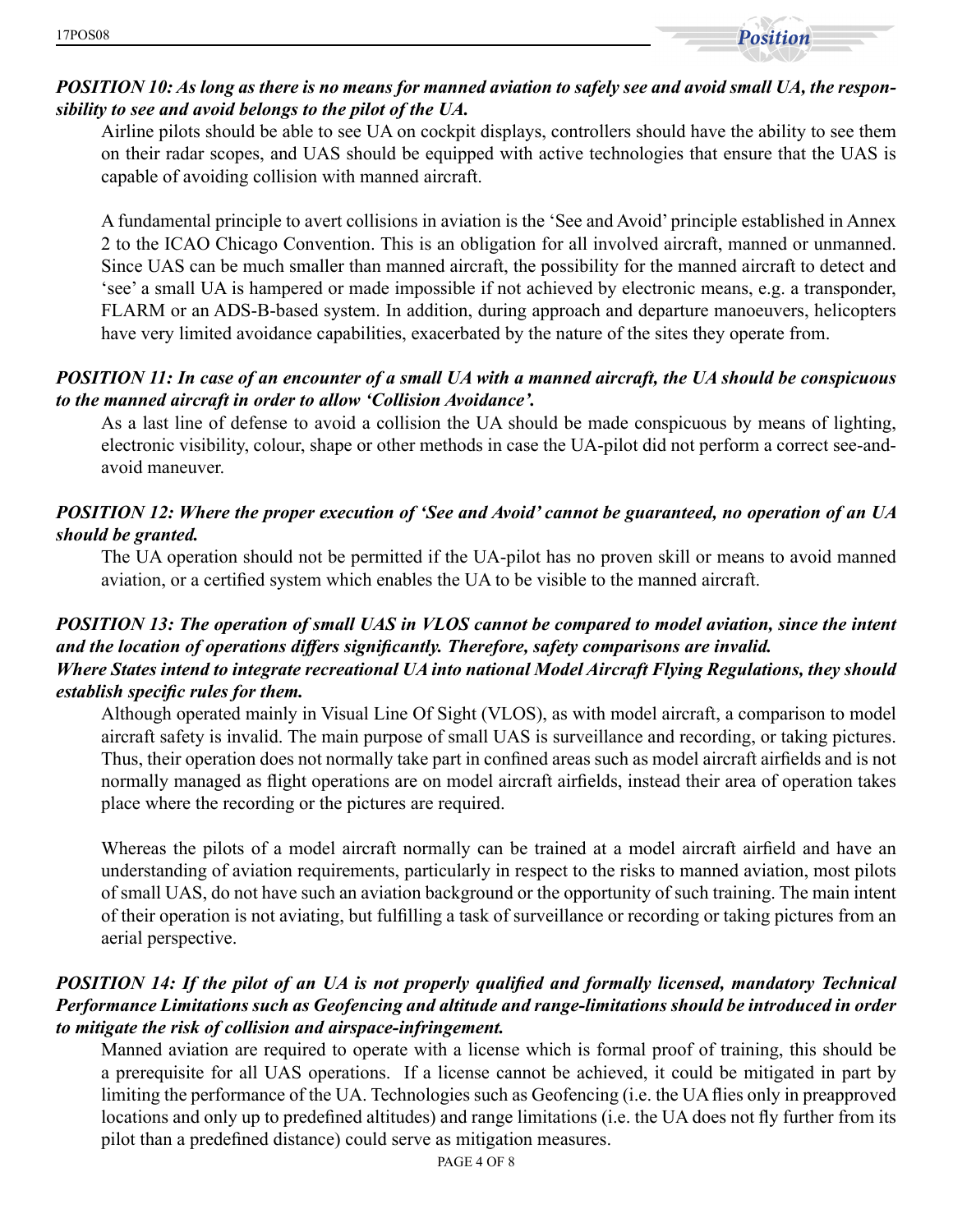***POSITION 10: As long as there is no means for manned aviation to safely see and avoid small UA, the responsibility to see and avoid belongs to the pilot of the UA.***

Airline pilots should be able to see UA on cockpit displays, controllers should have the ability to see them on their radar scopes, and UAS should be equipped with active technologies that ensure that the UAS is capable of avoiding collision with manned aircraft.

A fundamental principle to avert collisions in aviation is the 'See and Avoid' principle established in Annex 2 to the ICAO Chicago Convention. This is an obligation for all involved aircraft, manned or unmanned. Since UAS can be much smaller than manned aircraft, the possibility for the manned aircraft to detect and 'see' a small UA is hampered or made impossible if not achieved by electronic means, e.g. a transponder, FLARM or an ADS-B-based system. In addition, during approach and departure manoeuvers, helicopters have very limited avoidance capabilities, exacerbated by the nature of the sites they operate from.

***POSITION 11: In case of an encounter of a small UA with a manned aircraft, the UA should be conspicuous to the manned aircraft in order to allow 'Collision Avoidance'.***

As a last line of defense to avoid a collision the UA should be made conspicuous by means of lighting, electronic visibility, colour, shape or other methods in case the UA-pilot did not perform a correct see-and-avoid maneuver.

***POSITION 12: Where the proper execution of 'See and Avoid' cannot be guaranteed, no operation of an UA should be granted.***

The UA operation should not be permitted if the UA-pilot has no proven skill or means to avoid manned aviation, or a certified system which enables the UA to be visible to the manned aircraft.

***POSITION 13: The operation of small UAS in VLOS cannot be compared to model aviation, since the intent and the location of operations differs significantly. Therefore, safety comparisons are invalid.***
***Where States intend to integrate recreational UA into national Model Aircraft Flying Regulations, they should establish specific rules for them.***

Although operated mainly in Visual Line Of Sight (VLOS), as with model aircraft, a comparison to model aircraft safety is invalid. The main purpose of small UAS is surveillance and recording, or taking pictures. Thus, their operation does not normally take part in confined areas such as model aircraft airfields and is not normally managed as flight operations are on model aircraft airfields, instead their area of operation takes place where the recording or the pictures are required.

Whereas the pilots of a model aircraft normally can be trained at a model aircraft airfield and have an understanding of aviation requirements, particularly in respect to the risks to manned aviation, most pilots of small UAS, do not have such an aviation background or the opportunity of such training. The main intent of their operation is not aviating, but fulfilling a task of surveillance or recording or taking pictures from an aerial perspective.

***POSITION 14: If the pilot of an UA is not properly qualified and formally licensed, mandatory Technical Performance Limitations such as Geofencing and altitude and range-limitations should be introduced in order to mitigate the risk of collision and airspace-infringement.***

Manned aviation are required to operate with a license which is formal proof of training, this should be a prerequisite for all UAS operations. If a license cannot be achieved, it could be mitigated in part by limiting the performance of the UA. Technologies such as Geofencing (i.e. the UA flies only in preapproved locations and only up to predefined altitudes) and range limitations (i.e. the UA does not fly further from its pilot than a predefined distance) could serve as mitigation measures.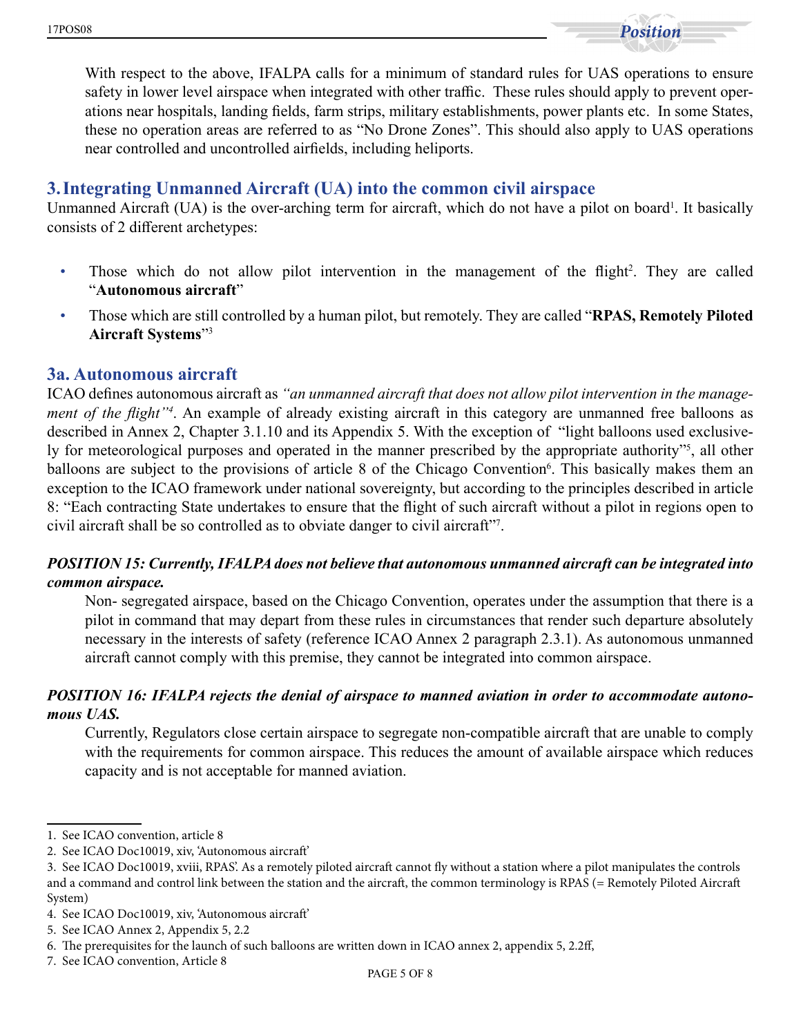With respect to the above, IFALPA calls for a minimum of standard rules for UAS operations to ensure safety in lower level airspace when integrated with other traffic. These rules should apply to prevent operations near hospitals, landing fields, farm strips, military establishments, power plants etc. In some States, these no operation areas are referred to as "No Drone Zones". This should also apply to UAS operations near controlled and uncontrolled airfields, including heliports.

## 3. Integrating Unmanned Aircraft (UA) into the common civil airspace

Unmanned Aircraft (UA) is the over-arching term for aircraft, which do not have a pilot on board[1]. It basically consists of 2 different archetypes:

- Those which do not allow pilot intervention in the management of the flight[2]. They are called "**Autonomous aircraft**"
- Those which are still controlled by a human pilot, but remotely. They are called "**RPAS, Remotely Piloted Aircraft Systems**"[3]

### 3a. Autonomous aircraft

ICAO defines autonomous aircraft as *"an unmanned aircraft that does not allow pilot intervention in the management of the flight"*[4]. An example of already existing aircraft in this category are unmanned free balloons as described in Annex 2, Chapter 3.1.10 and its Appendix 5. With the exception of "light balloons used exclusively for meteorological purposes and operated in the manner prescribed by the appropriate authority"[5], all other balloons are subject to the provisions of article 8 of the Chicago Convention[6]. This basically makes them an exception to the ICAO framework under national sovereignty, but according to the principles described in article 8: "Each contracting State undertakes to ensure that the flight of such aircraft without a pilot in regions open to civil aircraft shall be so controlled as to obviate danger to civil aircraft"[7].

***POSITION 15: Currently, IFALPA does not believe that autonomous unmanned aircraft can be integrated into common airspace.***

Non- segregated airspace, based on the Chicago Convention, operates under the assumption that there is a pilot in command that may depart from these rules in circumstances that render such departure absolutely necessary in the interests of safety (reference ICAO Annex 2 paragraph 2.3.1). As autonomous unmanned aircraft cannot comply with this premise, they cannot be integrated into common airspace.

***POSITION 16: IFALPA rejects the denial of airspace to manned aviation in order to accommodate autonomous UAS.***

Currently, Regulators close certain airspace to segregate non-compatible aircraft that are unable to comply with the requirements for common airspace. This reduces the amount of available airspace which reduces capacity and is not acceptable for manned aviation.

---

1. See ICAO convention, article 8
2. See ICAO Doc10019, xiv, 'Autonomous aircraft'
3. See ICAO Doc10019, xviii, RPAS'. As a remotely piloted aircraft cannot fly without a station where a pilot manipulates the controls and a command and control link between the station and the aircraft, the common terminology is RPAS (= Remotely Piloted Aircraft System)
4. See ICAO Doc10019, xiv, 'Autonomous aircraft'
5. See ICAO Annex 2, Appendix 5, 2.2
6. The prerequisites for the launch of such balloons are written down in ICAO annex 2, appendix 5, 2.2ff,
7. See ICAO convention, Article 8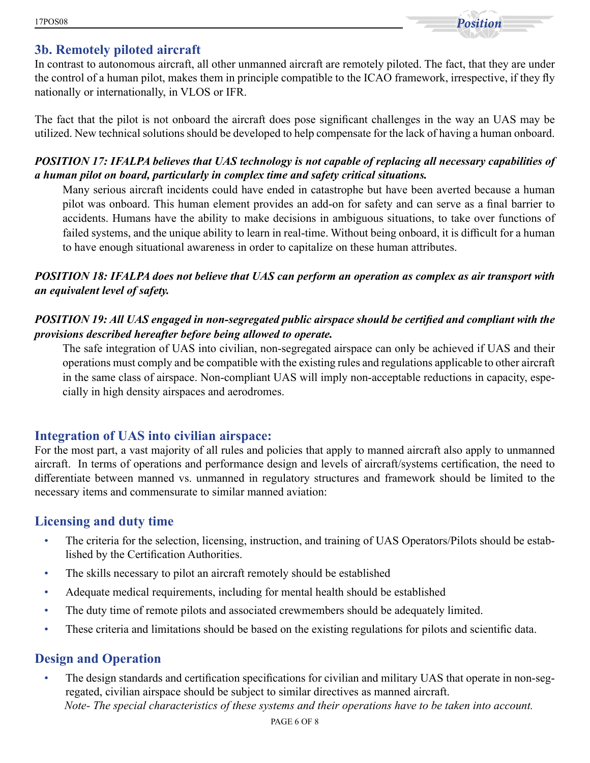## 3b. Remotely piloted aircraft

In contrast to autonomous aircraft, all other unmanned aircraft are remotely piloted. The fact, that they are under the control of a human pilot, makes them in principle compatible to the ICAO framework, irrespective, if they fly nationally or internationally, in VLOS or IFR.

The fact that the pilot is not onboard the aircraft does pose significant challenges in the way an UAS may be utilized. New technical solutions should be developed to help compensate for the lack of having a human onboard.

***POSITION 17: IFALPA believes that UAS technology is not capable of replacing all necessary capabilities of a human pilot on board, particularly in complex time and safety critical situations.***

Many serious aircraft incidents could have ended in catastrophe but have been averted because a human pilot was onboard. This human element provides an add-on for safety and can serve as a final barrier to accidents. Humans have the ability to make decisions in ambiguous situations, to take over functions of failed systems, and the unique ability to learn in real-time. Without being onboard, it is difficult for a human to have enough situational awareness in order to capitalize on these human attributes.

***POSITION 18: IFALPA does not believe that UAS can perform an operation as complex as air transport with an equivalent level of safety.***

***POSITION 19: All UAS engaged in non-segregated public airspace should be certified and compliant with the provisions described hereafter before being allowed to operate.***

The safe integration of UAS into civilian, non-segregated airspace can only be achieved if UAS and their operations must comply and be compatible with the existing rules and regulations applicable to other aircraft in the same class of airspace. Non-compliant UAS will imply non-acceptable reductions in capacity, especially in high density airspaces and aerodromes.

## Integration of UAS into civilian airspace:

For the most part, a vast majority of all rules and policies that apply to manned aircraft also apply to unmanned aircraft. In terms of operations and performance design and levels of aircraft/systems certification, the need to differentiate between manned vs. unmanned in regulatory structures and framework should be limited to the necessary items and commensurate to similar manned aviation:

## Licensing and duty time

- The criteria for the selection, licensing, instruction, and training of UAS Operators/Pilots should be established by the Certification Authorities.
- The skills necessary to pilot an aircraft remotely should be established
- Adequate medical requirements, including for mental health should be established
- The duty time of remote pilots and associated crewmembers should be adequately limited.
- These criteria and limitations should be based on the existing regulations for pilots and scientific data.

## Design and Operation

- The design standards and certification specifications for civilian and military UAS that operate in non-segregated, civilian airspace should be subject to similar directives as manned aircraft.
  *Note- The special characteristics of these systems and their operations have to be taken into account.*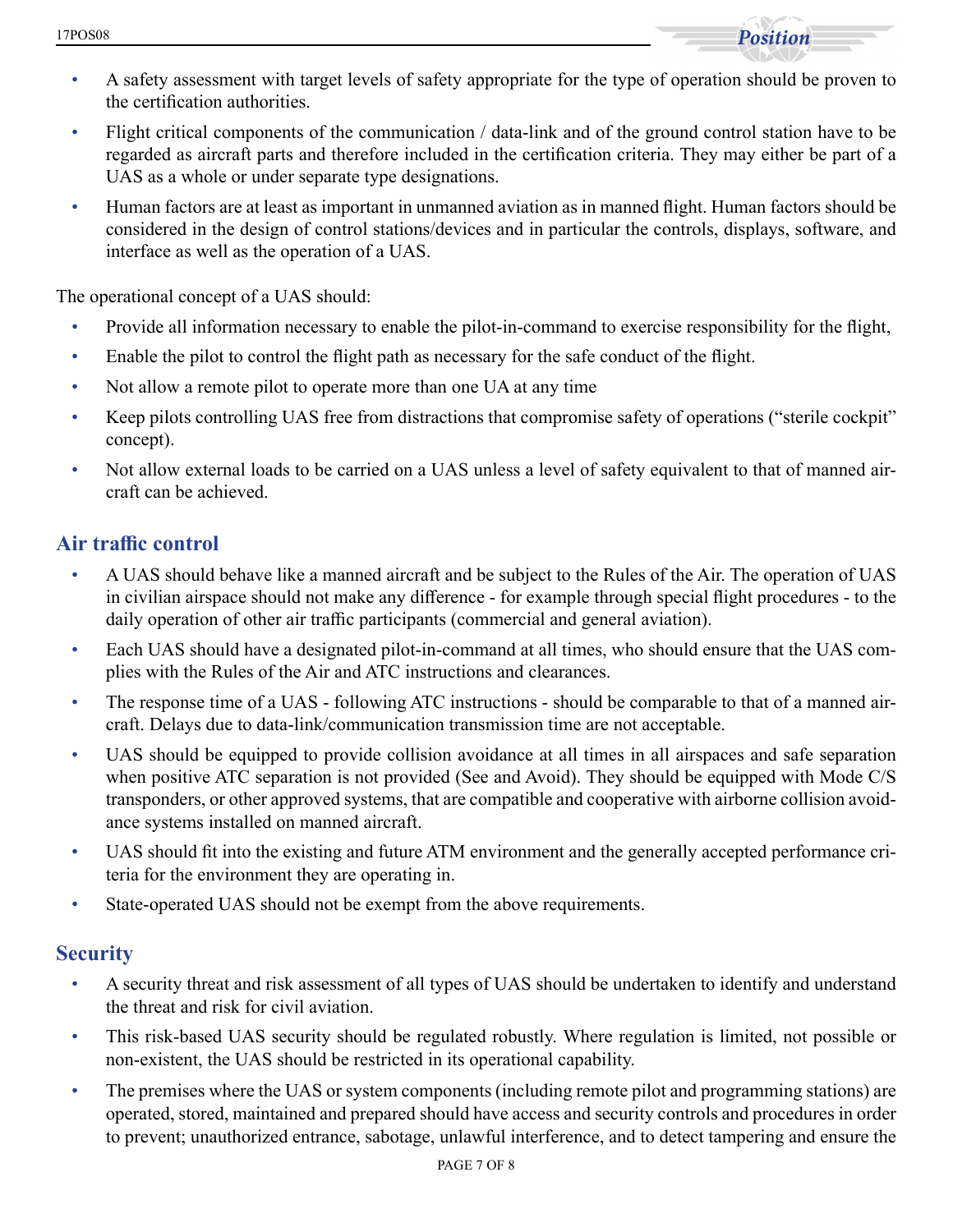- A safety assessment with target levels of safety appropriate for the type of operation should be proven to the certification authorities.
- Flight critical components of the communication / data-link and of the ground control station have to be regarded as aircraft parts and therefore included in the certification criteria. They may either be part of a UAS as a whole or under separate type designations.
- Human factors are at least as important in unmanned aviation as in manned flight. Human factors should be considered in the design of control stations/devices and in particular the controls, displays, software, and interface as well as the operation of a UAS.

The operational concept of a UAS should:

- Provide all information necessary to enable the pilot-in-command to exercise responsibility for the flight,
- Enable the pilot to control the flight path as necessary for the safe conduct of the flight.
- Not allow a remote pilot to operate more than one UA at any time
- Keep pilots controlling UAS free from distractions that compromise safety of operations ("sterile cockpit" concept).
- Not allow external loads to be carried on a UAS unless a level of safety equivalent to that of manned aircraft can be achieved.

## Air traffic control

- A UAS should behave like a manned aircraft and be subject to the Rules of the Air. The operation of UAS in civilian airspace should not make any difference - for example through special flight procedures - to the daily operation of other air traffic participants (commercial and general aviation).
- Each UAS should have a designated pilot-in-command at all times, who should ensure that the UAS complies with the Rules of the Air and ATC instructions and clearances.
- The response time of a UAS - following ATC instructions - should be comparable to that of a manned aircraft. Delays due to data-link/communication transmission time are not acceptable.
- UAS should be equipped to provide collision avoidance at all times in all airspaces and safe separation when positive ATC separation is not provided (See and Avoid). They should be equipped with Mode C/S transponders, or other approved systems, that are compatible and cooperative with airborne collision avoidance systems installed on manned aircraft.
- UAS should fit into the existing and future ATM environment and the generally accepted performance criteria for the environment they are operating in.
- State-operated UAS should not be exempt from the above requirements.

## Security

- A security threat and risk assessment of all types of UAS should be undertaken to identify and understand the threat and risk for civil aviation.
- This risk-based UAS security should be regulated robustly. Where regulation is limited, not possible or non-existent, the UAS should be restricted in its operational capability.
- The premises where the UAS or system components (including remote pilot and programming stations) are operated, stored, maintained and prepared should have access and security controls and procedures in order to prevent; unauthorized entrance, sabotage, unlawful interference, and to detect tampering and ensure the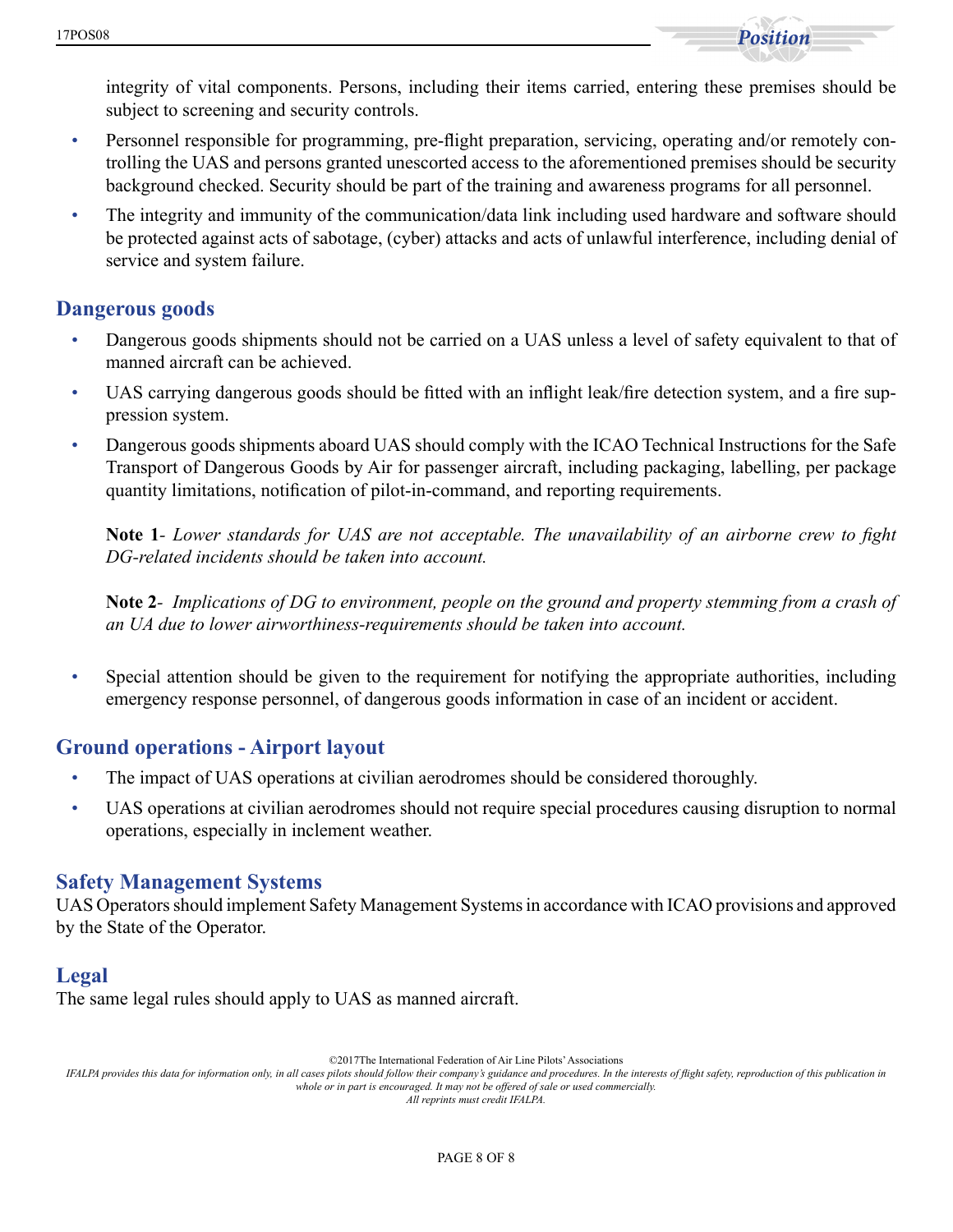integrity of vital components. Persons, including their items carried, entering these premises should be subject to screening and security controls.

- Personnel responsible for programming, pre-flight preparation, servicing, operating and/or remotely controlling the UAS and persons granted unescorted access to the aforementioned premises should be security background checked. Security should be part of the training and awareness programs for all personnel.
- The integrity and immunity of the communication/data link including used hardware and software should be protected against acts of sabotage, (cyber) attacks and acts of unlawful interference, including denial of service and system failure.

## Dangerous goods

- Dangerous goods shipments should not be carried on a UAS unless a level of safety equivalent to that of manned aircraft can be achieved.
- UAS carrying dangerous goods should be fitted with an inflight leak/fire detection system, and a fire suppression system.
- Dangerous goods shipments aboard UAS should comply with the ICAO Technical Instructions for the Safe Transport of Dangerous Goods by Air for passenger aircraft, including packaging, labelling, per package quantity limitations, notification of pilot-in-command, and reporting requirements.

  **Note 1**- *Lower standards for UAS are not acceptable. The unavailability of an airborne crew to fight DG-related incidents should be taken into account.*

  **Note 2**- *Implications of DG to environment, people on the ground and property stemming from a crash of an UA due to lower airworthiness-requirements should be taken into account.*

- Special attention should be given to the requirement for notifying the appropriate authorities, including emergency response personnel, of dangerous goods information in case of an incident or accident.

## Ground operations - Airport layout

- The impact of UAS operations at civilian aerodromes should be considered thoroughly.
- UAS operations at civilian aerodromes should not require special procedures causing disruption to normal operations, especially in inclement weather.

## Safety Management Systems

UAS Operators should implement Safety Management Systems in accordance with ICAO provisions and approved by the State of the Operator.

## Legal

The same legal rules should apply to UAS as manned aircraft.

©2017The International Federation of Air Line Pilots' Associations

*IFALPA provides this data for information only, in all cases pilots should follow their company's guidance and procedures. In the interests of flight safety, reproduction of this publication in whole or in part is encouraged. It may not be offered of sale or used commercially. All reprints must credit IFALPA.*